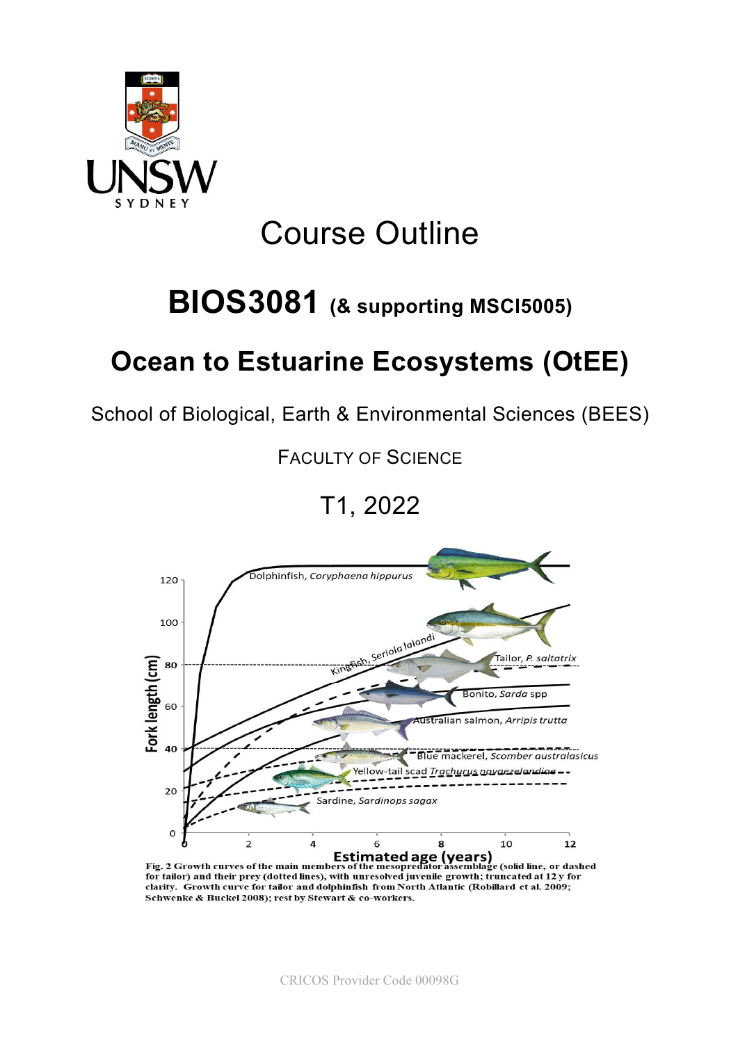# Course Outline

# BIOS3081 (& supporting MSCI5005)

# Ocean to Estuarine Ecosystems (OtEE)

School of Biological, Earth & Environmental Sciences (BEES)

FACULTY OF SCIENCE

T1, 2022

Fig. 2 Growth curves of the main members of the mesopredator assemblage (solid line, or dashed for tailor) and their prey (dotted lines), with unresolved juvenile growth; truncated at 12 y for clarity. Growth curve for tailor and dolphinfish from North Atlantic (Robillard et al. 2009; Schwenke & Buckel 2008); rest by Stewart & co-workers.

CRICOS Provider Code 00098G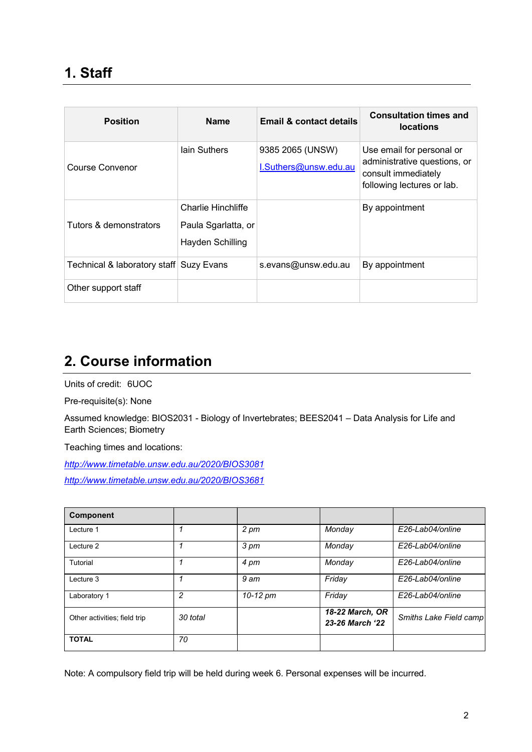# 1. Staff

| Position | Name | Email & contact details | Consultation times and locations |
|---|---|---|---|
| Course Convenor | Iain Suthers | 9385 2065 (UNSW)<br>I.Suthers@unsw.edu.au | Use email for personal or administrative questions, or consult immediately following lectures or lab. |
| Tutors & demonstrators | Charlie Hinchliffe<br>Paula Sgarlatta, or<br>Hayden Schilling | | By appointment |
| Technical & laboratory staff | Suzy Evans | s.evans@unsw.edu.au | By appointment |
| Other support staff | | | |

# 2. Course information

Units of credit: 6UOC

Pre-requisite(s): None

Assumed knowledge: BIOS2031 - Biology of Invertebrates; BEES2041 – Data Analysis for Life and Earth Sciences; Biometry

Teaching times and locations:

*http://www.timetable.unsw.edu.au/2020/BIOS3081*

*http://www.timetable.unsw.edu.au/2020/BIOS3681*

| Component | | | | |
|---|---|---|---|---|
| Lecture 1 | *1* | *2 pm* | *Monday* | *E26-Lab04/online* |
| Lecture 2 | *1* | *3 pm* | *Monday* | *E26-Lab04/online* |
| Tutorial | *1* | *4 pm* | *Monday* | *E26-Lab04/online* |
| Lecture 3 | *1* | *9 am* | *Friday* | *E26-Lab04/online* |
| Laboratory 1 | *2* | *10-12 pm* | *Friday* | *E26-Lab04/online* |
| Other activities; field trip | *30 total* | | ***18-22 March, OR 23-26 March '22*** | *Smiths Lake Field camp* |
| **TOTAL** | *70* | | | |

Note: A compulsory field trip will be held during week 6. Personal expenses will be incurred.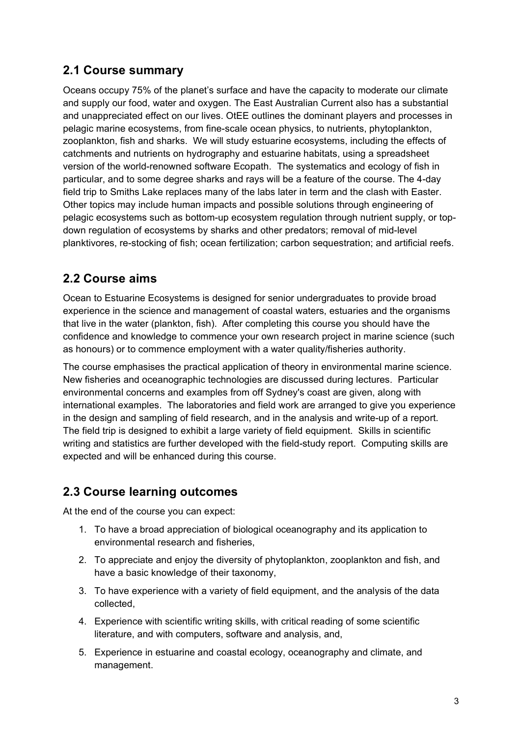## 2.1 Course summary

Oceans occupy 75% of the planet's surface and have the capacity to moderate our climate and supply our food, water and oxygen. The East Australian Current also has a substantial and unappreciated effect on our lives. OtEE outlines the dominant players and processes in pelagic marine ecosystems, from fine-scale ocean physics, to nutrients, phytoplankton, zooplankton, fish and sharks. We will study estuarine ecosystems, including the effects of catchments and nutrients on hydrography and estuarine habitats, using a spreadsheet version of the world-renowned software Ecopath. The systematics and ecology of fish in particular, and to some degree sharks and rays will be a feature of the course. The 4-day field trip to Smiths Lake replaces many of the labs later in term and the clash with Easter. Other topics may include human impacts and possible solutions through engineering of pelagic ecosystems such as bottom-up ecosystem regulation through nutrient supply, or top-down regulation of ecosystems by sharks and other predators; removal of mid-level planktivores, re-stocking of fish; ocean fertilization; carbon sequestration; and artificial reefs.

## 2.2 Course aims

Ocean to Estuarine Ecosystems is designed for senior undergraduates to provide broad experience in the science and management of coastal waters, estuaries and the organisms that live in the water (plankton, fish). After completing this course you should have the confidence and knowledge to commence your own research project in marine science (such as honours) or to commence employment with a water quality/fisheries authority.

The course emphasises the practical application of theory in environmental marine science. New fisheries and oceanographic technologies are discussed during lectures. Particular environmental concerns and examples from off Sydney's coast are given, along with international examples. The laboratories and field work are arranged to give you experience in the design and sampling of field research, and in the analysis and write-up of a report. The field trip is designed to exhibit a large variety of field equipment. Skills in scientific writing and statistics are further developed with the field-study report. Computing skills are expected and will be enhanced during this course.

## 2.3 Course learning outcomes

At the end of the course you can expect:

1. To have a broad appreciation of biological oceanography and its application to environmental research and fisheries,
2. To appreciate and enjoy the diversity of phytoplankton, zooplankton and fish, and have a basic knowledge of their taxonomy,
3. To have experience with a variety of field equipment, and the analysis of the data collected,
4. Experience with scientific writing skills, with critical reading of some scientific literature, and with computers, software and analysis, and,
5. Experience in estuarine and coastal ecology, oceanography and climate, and management.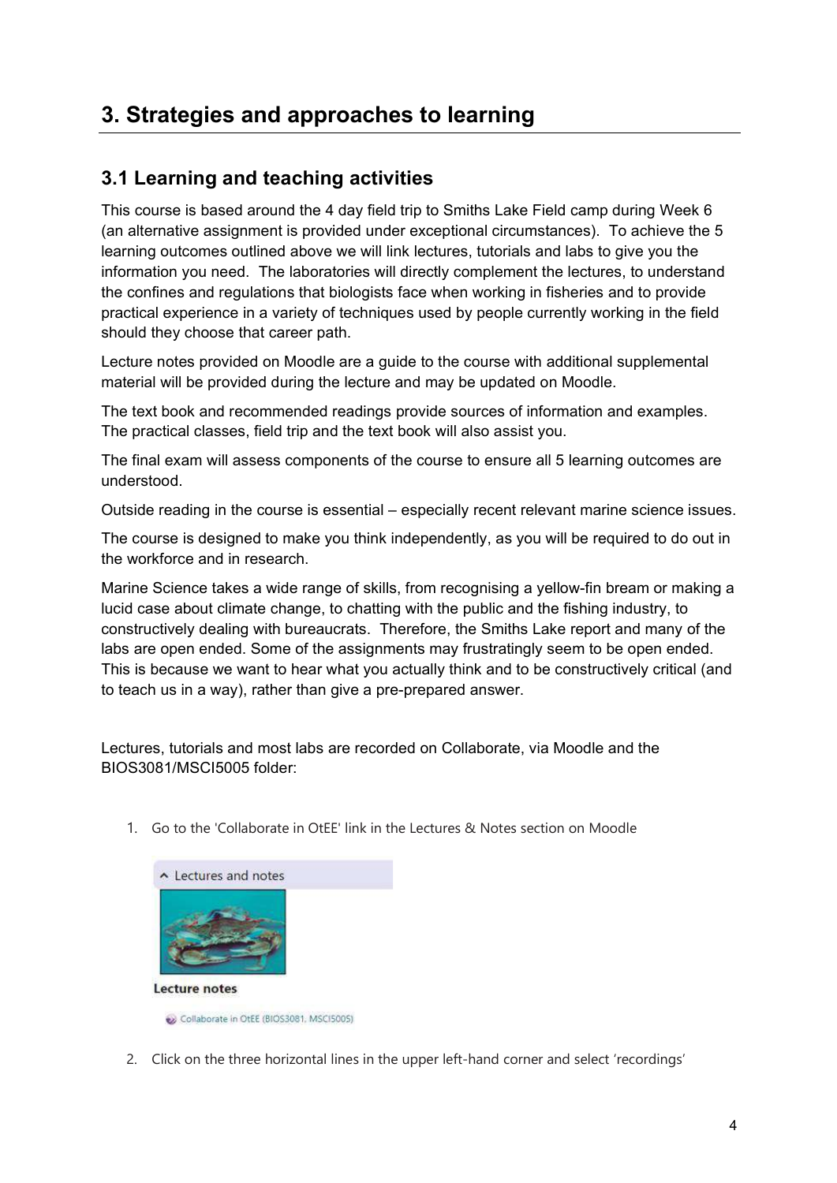# 3. Strategies and approaches to learning

## 3.1 Learning and teaching activities

This course is based around the 4 day field trip to Smiths Lake Field camp during Week 6 (an alternative assignment is provided under exceptional circumstances). To achieve the 5 learning outcomes outlined above we will link lectures, tutorials and labs to give you the information you need. The laboratories will directly complement the lectures, to understand the confines and regulations that biologists face when working in fisheries and to provide practical experience in a variety of techniques used by people currently working in the field should they choose that career path.

Lecture notes provided on Moodle are a guide to the course with additional supplemental material will be provided during the lecture and may be updated on Moodle.

The text book and recommended readings provide sources of information and examples. The practical classes, field trip and the text book will also assist you.

The final exam will assess components of the course to ensure all 5 learning outcomes are understood.

Outside reading in the course is essential – especially recent relevant marine science issues.

The course is designed to make you think independently, as you will be required to do out in the workforce and in research.

Marine Science takes a wide range of skills, from recognising a yellow-fin bream or making a lucid case about climate change, to chatting with the public and the fishing industry, to constructively dealing with bureaucrats. Therefore, the Smiths Lake report and many of the labs are open ended. Some of the assignments may frustratingly seem to be open ended. This is because we want to hear what you actually think and to be constructively critical (and to teach us in a way), rather than give a pre-prepared answer.

Lectures, tutorials and most labs are recorded on Collaborate, via Moodle and the BIOS3081/MSCI5005 folder:

1. Go to the 'Collaborate in OtEE' link in the Lectures & Notes section on Moodle

   Lectures and notes

   **Lecture notes**

   Collaborate in OtEE (BIOS3081, MSCI5005)

2. Click on the three horizontal lines in the upper left-hand corner and select 'recordings'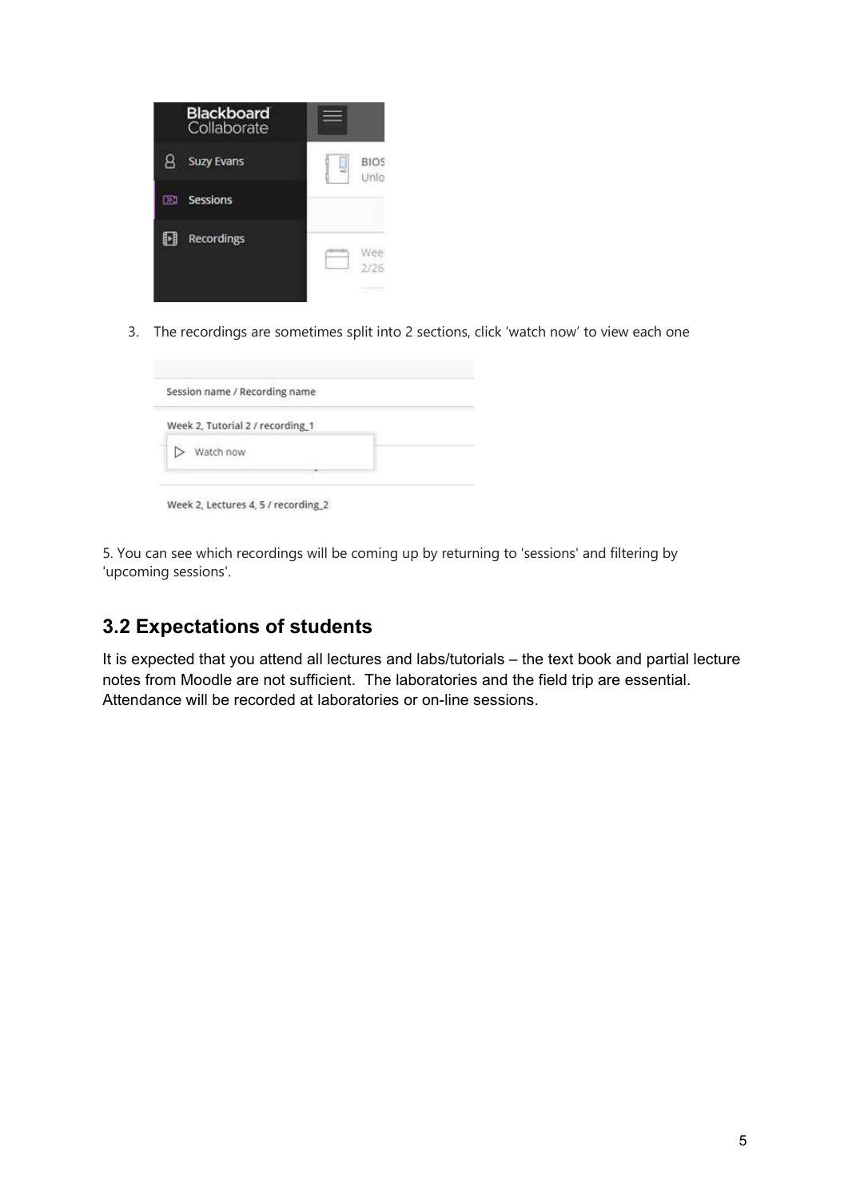3. The recordings are sometimes split into 2 sections, click 'watch now' to view each one

5. You can see which recordings will be coming up by returning to 'sessions' and filtering by 'upcoming sessions'.

## 3.2 Expectations of students

It is expected that you attend all lectures and labs/tutorials – the text book and partial lecture notes from Moodle are not sufficient. The laboratories and the field trip are essential. Attendance will be recorded at laboratories or on-line sessions.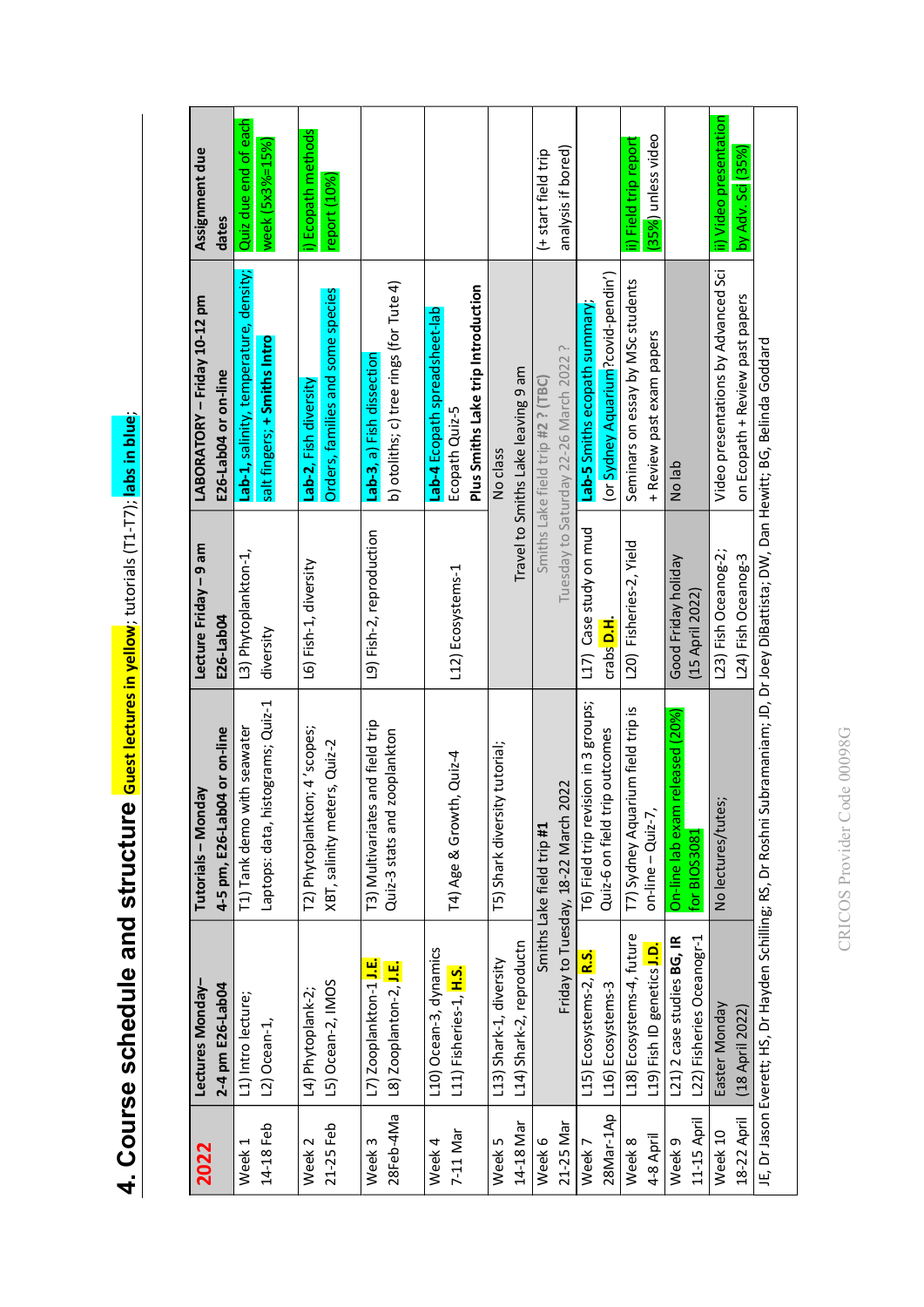# 4. Course schedule and structure

Guest lectures in yellow; tutorials (T1-T7); labs in blue;

| 2022 | Lectures Monday– 2-4 pm E26-Lab04 | Tutorials – Monday 4-5 pm, E26-Lab04 or on-line | Lecture Friday – 9 am E26-Lab04 | LABORATORY – Friday 10-12 pm E26-Lab04 or on-line | Assignment due dates |
|---|---|---|---|---|---|
| Week 1 14-18 Feb | L1) Intro lecture; L2) Ocean-1, | T1) Tank demo with seawater Laptops: data, histograms; Quiz-1 | L3) Phytoplankton-1, diversity | Lab-1, salinity, temperature, density, salt fingers; + **Smiths Intro** | Quiz due end of each week (5x3%=15%) |
| Week 2 21-25 Feb | L4) Phytoplank-2; L5) Ocean-2, IMOS | T2) Phytoplankton; 4 'scopes; XBT, salinity meters, Quiz-2 | L6) Fish-1, diversity | Lab-2, Fish diversity Orders, families and some species | i) Ecopath methods report (10%) |
| Week 3 28Feb-4Ma | L7) Zooplankton-1 J.E. L8) Zooplanton-2, J.E. | T3) Multivariates and field trip Quiz-3 stats and zooplankton | L9) Fish-2, reproduction | Lab-3, a) Fish dissection b) otoliths; c) tree rings (for Tute 4) | |
| Week 4 7-11 Mar | L10) Ocean-3, dynamics L11) Fisheries-1, H.S. | T4) Age & Growth, Quiz-4 | L12) Ecosystems-1 | Lab-4 Ecopath spreadsheet-lab Ecopath Quiz-5 **Plus Smiths Lake trip Introduction** | |
| Week 5 14-18 Mar | L13) Shark-1, diversity L14) Shark-2, reproductn | T5) Shark diversity tutorial; | Travel to Smiths Lake leaving 9 am | No class | |
| Week 6 21-25 Mar | Smiths Lake field trip **#1** Friday to Tuesday, 18-22 March 2022 | | Smiths Lake field trip #2 ? (TBC) Tuesday to Saturday 22-26 March 2022 ? | | (+ start field trip analysis if bored) |
| Week 7 28Mar-1Ap | L15) Ecosystems-2, R.S. L16) Ecosystems-3 | T6) Field trip revision in 3 groups; Quiz-6 on field trip outcomes | L17) Case study on mud crabs D.H. | Lab-5 Smiths ecopath summary; (or Sydney Aquarium ?covid-pendin') | |
| Week 8 4-8 April | L18) Ecosystems-4, future L19) Fish ID genetics J.D. | T7) Sydney Aquarium field trip is on-line – Quiz-7, | L20) Fisheries-2, Yield | Seminars on essay by MSc students + Review past exam papers | ii) Field trip report (35%) unless video |
| Week 9 11-15 April | L21) 2 case studies **BG, IR** L22) Fisheries Oceanogr-1 | On-line lab exam released (20%) for BIOS3081 | Good Friday holiday (15 April 2022) | No lab | |
| Week 10 18-22 April | Easter Monday (18 April 2022) | No lectures/tutes; | L23) Fish Oceanog-2; L24) Fish Oceanog-3 | Video presentations by Advanced Sci on Ecopath + Review past exam papers | ii) Video presentation by Adv. Sci (35%) |

JE, Dr Jason Everett; HS, Dr Hayden Schilling; RS, Dr Roshni Subramaniam; JD, Dr Joey DiBattista; DW, Dan Hewitt; BG, Belinda Goddard

CRICOS Provider Code 00098G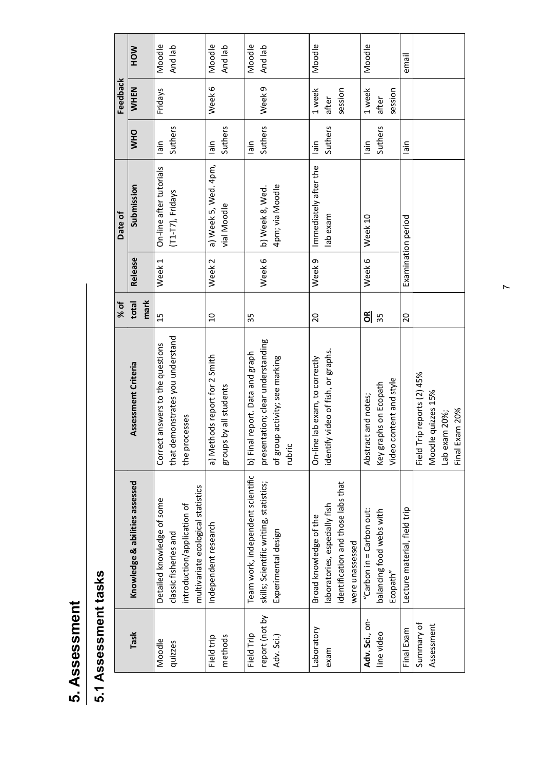# 5. Assessment

## 5.1 Assessment tasks

| Task | Knowledge & abilities assessed | Assessment Criteria | % of total mark | Date of | | Feedback | | |
|---|---|---|---|---|---|---|---|---|
| | | | | Release | Submission | WHO | WHEN | HOW |
| Moodle quizzes | Detailed knowledge of some classic fisheries and introduction/application of multivariate ecological statistics | Correct answers to the questions that demonstrates you understand the processes | 15 | Week 1 | On-line after tutorials (T1-T7), Fridays | Iain Suthers | Fridays | Moodle And lab |
| Field trip methods | Independent research | a) Methods report for 2 Smith groups by all students | 10 | Week 2 | a) Week 5, Wed. 4pm, vial Moodle | Iain Suthers | Week 6 | Moodle And lab |
| Field Trip report (not by Adv. Sci.) | Team work, independent scientific skills; Scientific writing, statistics; Experimental design | b) Final report. Data and graph presentation; clear understanding of group activity; see marking rubric | 35 | Week 6 | b) Week 8, Wed. 4pm; via Moodle | Iain Suthers | Week 9 | Moodle And lab |
| Laboratory exam | Broad knowledge of the laboratories, especially fish identification and those labs that were unassessed | On-line lab exam, to correctly identify video of fish, or graphs. | 20 | Week 9 | Immediately after the lab exam | Iain Suthers | 1 week after session | Moodle |
| **Adv. Sci.**, on-line video | "Carbon in = Carbon out: balancing food webs with Ecopath" | Abstract and notes; Key graphs on Ecopath Video content and style | <u>**OR**</u> 35 | Week 6 | Week 10 | Iain Suthers | 1 week after session | Moodle |
| Final Exam | Lecture material, field trip | | 20 | Examination period | | Iain | | email |
| Summary of Assessment | | Field Trip reports (2) 45%<br>Moodle quizzes 15%<br>Lab exam 20%;<br>Final Exam 20% | | | | | | |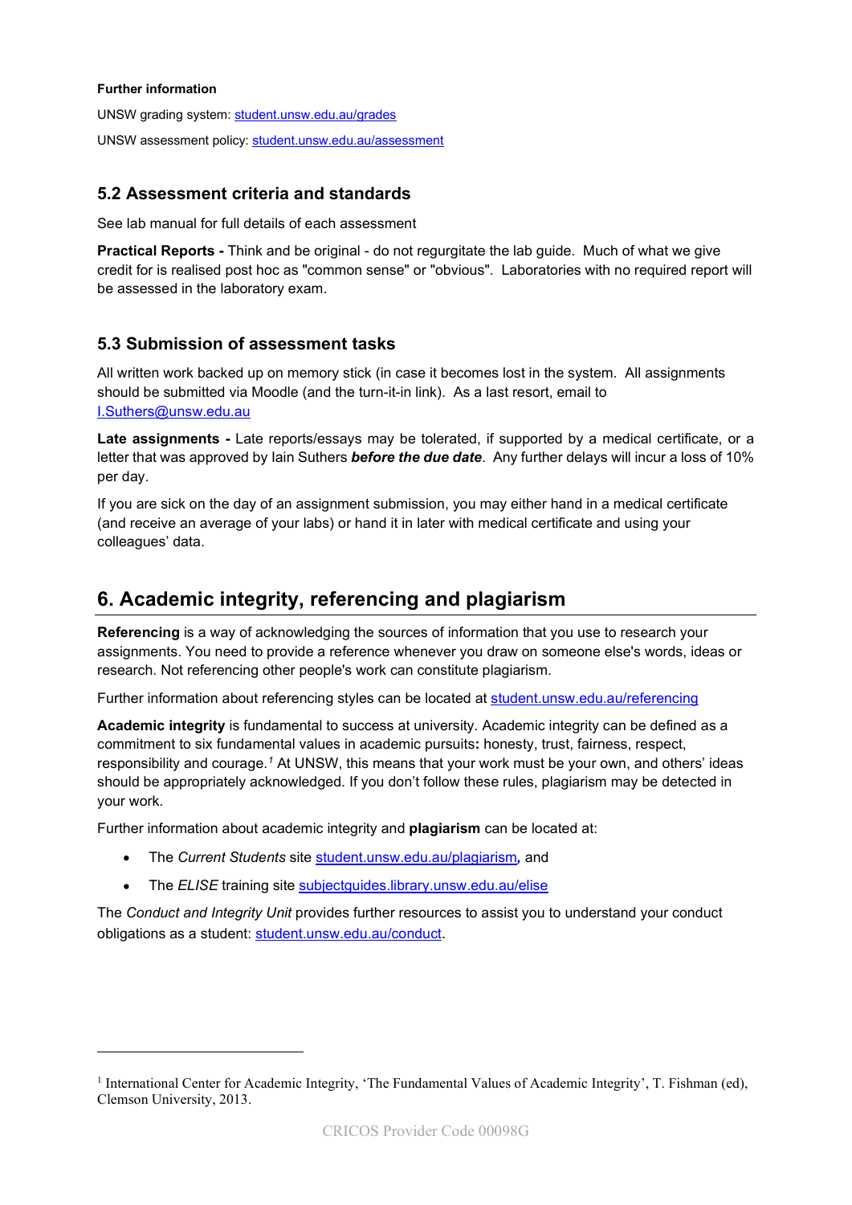**Further information**

UNSW grading system: [student.unsw.edu.au/grades](student.unsw.edu.au/grades)

UNSW assessment policy: [student.unsw.edu.au/assessment](student.unsw.edu.au/assessment)

### 5.2 Assessment criteria and standards

See lab manual for full details of each assessment

**Practical Reports -** Think and be original - do not regurgitate the lab guide. Much of what we give credit for is realised post hoc as "common sense" or "obvious". Laboratories with no required report will be assessed in the laboratory exam.

### 5.3 Submission of assessment tasks

All written work backed up on memory stick (in case it becomes lost in the system. All assignments should be submitted via Moodle (and the turn-it-in link). As a last resort, email to [I.Suthers@unsw.edu.au](mailto:I.Suthers@unsw.edu.au)

**Late assignments -** Late reports/essays may be tolerated, if supported by a medical certificate, or a letter that was approved by Iain Suthers ***before the due date***. Any further delays will incur a loss of 10% per day.

If you are sick on the day of an assignment submission, you may either hand in a medical certificate (and receive an average of your labs) or hand it in later with medical certificate and using your colleagues' data.

## 6. Academic integrity, referencing and plagiarism

**Referencing** is a way of acknowledging the sources of information that you use to research your assignments. You need to provide a reference whenever you draw on someone else's words, ideas or research. Not referencing other people's work can constitute plagiarism.

Further information about referencing styles can be located at [student.unsw.edu.au/referencing](student.unsw.edu.au/referencing)

**Academic integrity** is fundamental to success at university. Academic integrity can be defined as a commitment to six fundamental values in academic pursuits**:** honesty, trust, fairness, respect, responsibility and courage.[1] At UNSW, this means that your work must be your own, and others' ideas should be appropriately acknowledged. If you don't follow these rules, plagiarism may be detected in your work.

Further information about academic integrity and **plagiarism** can be located at:

- The *Current Students* site [student.unsw.edu.au/plagiarism](student.unsw.edu.au/plagiarism)*,* and
- The *ELISE* training site [subjectguides.library.unsw.edu.au/elise](subjectguides.library.unsw.edu.au/elise)

The *Conduct and Integrity Unit* provides further resources to assist you to understand your conduct obligations as a student: [student.unsw.edu.au/conduct](student.unsw.edu.au/conduct).

---

[1] International Center for Academic Integrity, 'The Fundamental Values of Academic Integrity', T. Fishman (ed), Clemson University, 2013.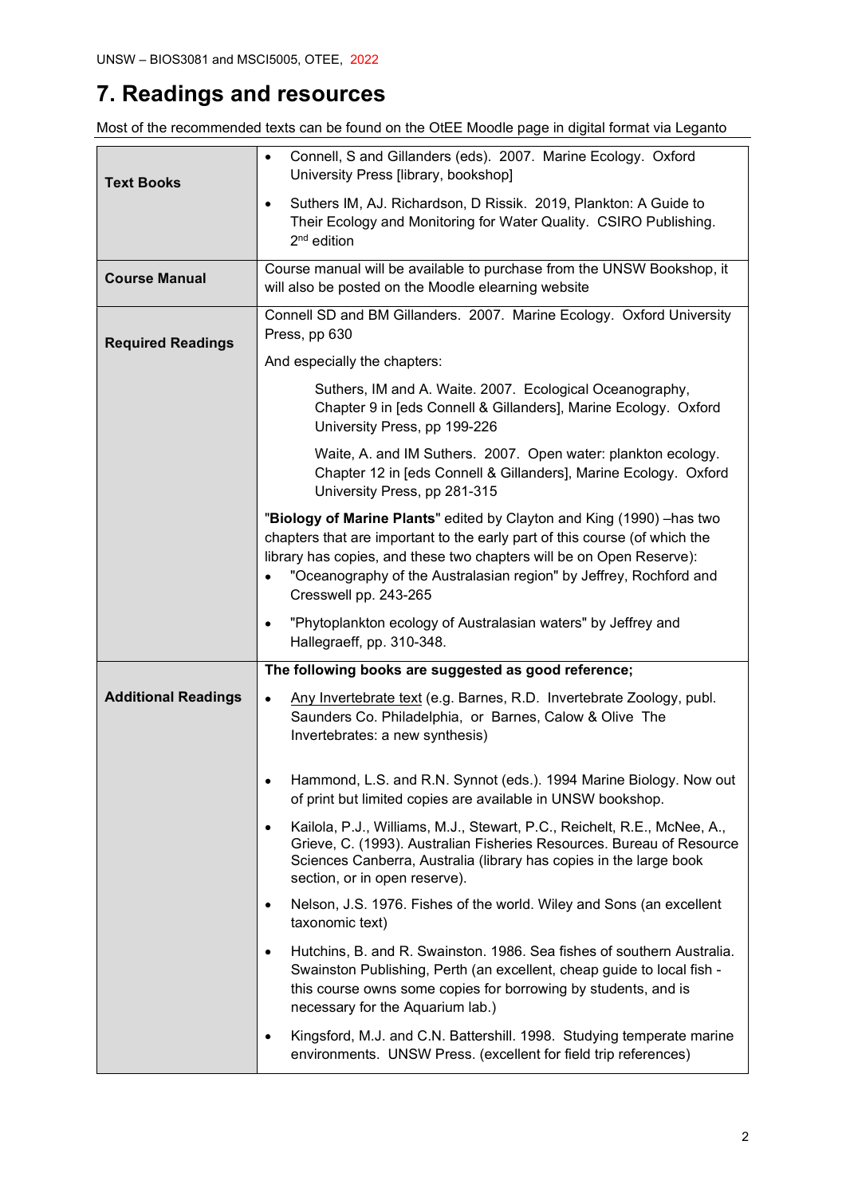# 7. Readings and resources

Most of the recommended texts can be found on the OtEE Moodle page in digital format via Leganto

| | |
|---|---|
| **Text Books** | • Connell, S and Gillanders (eds). 2007. Marine Ecology. Oxford University Press [library, bookshop]<br>• Suthers IM, AJ. Richardson, D Rissik. 2019, Plankton: A Guide to Their Ecology and Monitoring for Water Quality. CSIRO Publishing. 2nd edition |
| **Course Manual** | Course manual will be available to purchase from the UNSW Bookshop, it will also be posted on the Moodle elearning website |
| **Required Readings** | Connell SD and BM Gillanders. 2007. Marine Ecology. Oxford University Press, pp 630<br>And especially the chapters:<br>Suthers, IM and A. Waite. 2007. Ecological Oceanography, Chapter 9 in [eds Connell & Gillanders], Marine Ecology. Oxford University Press, pp 199-226<br>Waite, A. and IM Suthers. 2007. Open water: plankton ecology. Chapter 12 in [eds Connell & Gillanders], Marine Ecology. Oxford University Press, pp 281-315<br>"**Biology of Marine Plants**" edited by Clayton and King (1990) –has two chapters that are important to the early part of this course (of which the library has copies, and these two chapters will be on Open Reserve):<br>• "Oceanography of the Australasian region" by Jeffrey, Rochford and Cresswell pp. 243-265<br>• "Phytoplankton ecology of Australasian waters" by Jeffrey and Hallegraeff, pp. 310-348. |
| **Additional Readings** | **The following books are suggested as good reference;**<br>• Any Invertebrate text (e.g. Barnes, R.D. Invertebrate Zoology, publ. Saunders Co. Philadelphia, or Barnes, Calow & Olive The Invertebrates: a new synthesis)<br>• Hammond, L.S. and R.N. Synnot (eds.). 1994 Marine Biology. Now out of print but limited copies are available in UNSW bookshop.<br>• Kailola, P.J., Williams, M.J., Stewart, P.C., Reichelt, R.E., McNee, A., Grieve, C. (1993). Australian Fisheries Resources. Bureau of Resource Sciences Canberra, Australia (library has copies in the large book section, or in open reserve).<br>• Nelson, J.S. 1976. Fishes of the world. Wiley and Sons (an excellent taxonomic text)<br>• Hutchins, B. and R. Swainston. 1986. Sea fishes of southern Australia. Swainston Publishing, Perth (an excellent, cheap guide to local fish - this course owns some copies for borrowing by students, and is necessary for the Aquarium lab.)<br>• Kingsford, M.J. and C.N. Battershill. 1998. Studying temperate marine environments. UNSW Press. (excellent for field trip references) |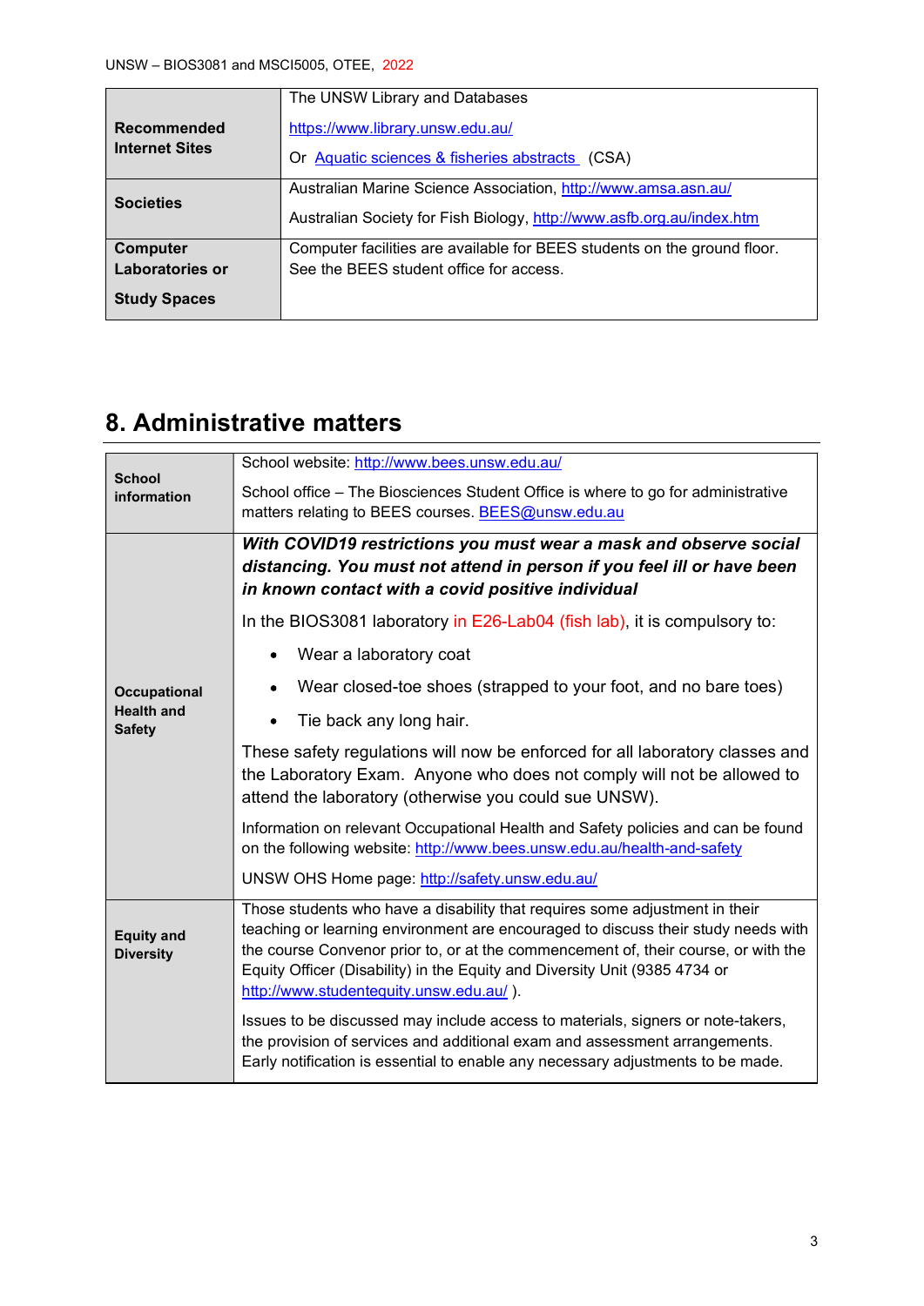| | |
|---|---|
| **Recommended Internet Sites** | The UNSW Library and Databases<br>https://www.library.unsw.edu.au/<br>Or Aquatic sciences & fisheries abstracts (CSA) |
| **Societies** | Australian Marine Science Association, http://www.amsa.asn.au/<br>Australian Society for Fish Biology, http://www.asfb.org.au/index.htm |
| **Computer Laboratories or Study Spaces** | Computer facilities are available for BEES students on the ground floor. See the BEES student office for access. |

# 8. Administrative matters

| | |
|---|---|
| **School information** | School website: http://www.bees.unsw.edu.au/<br>School office – The Biosciences Student Office is where to go for administrative matters relating to BEES courses. BEES@unsw.edu.au |
| **Occupational Health and Safety** | ***With COVID19 restrictions you must wear a mask and observe social distancing. You must not attend in person if you feel ill or have been in known contact with a covid positive individual***<br>In the BIOS3081 laboratory in E26-Lab04 (fish lab), it is compulsory to:<br>• Wear a laboratory coat<br>• Wear closed-toe shoes (strapped to your foot, and no bare toes)<br>• Tie back any long hair.<br>These safety regulations will now be enforced for all laboratory classes and the Laboratory Exam. Anyone who does not comply will not be allowed to attend the laboratory (otherwise you could sue UNSW).<br>Information on relevant Occupational Health and Safety policies and can be found on the following website: http://www.bees.unsw.edu.au/health-and-safety<br>UNSW OHS Home page: http://safety.unsw.edu.au/ |
| **Equity and Diversity** | Those students who have a disability that requires some adjustment in their teaching or learning environment are encouraged to discuss their study needs with the course Convenor prior to, or at the commencement of, their course, or with the Equity Officer (Disability) in the Equity and Diversity Unit (9385 4734 or http://www.studentequity.unsw.edu.au/ ).<br>Issues to be discussed may include access to materials, signers or note-takers, the provision of services and additional exam and assessment arrangements. Early notification is essential to enable any necessary adjustments to be made. |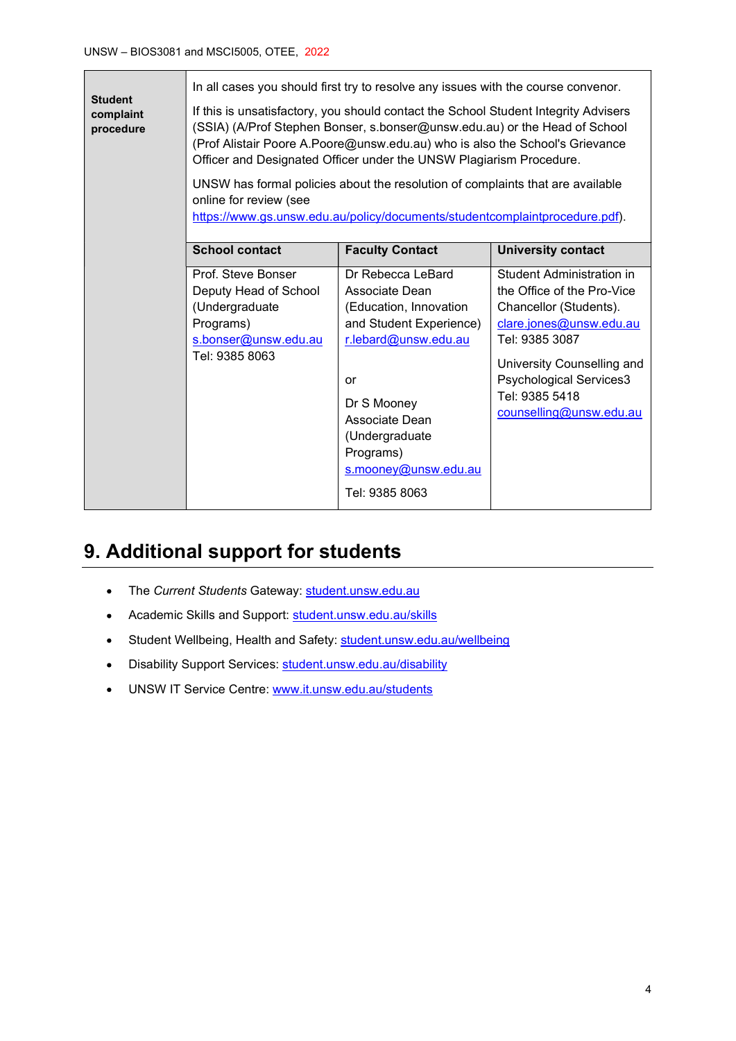| | | | |
|---|---|---|---|
| **Student complaint procedure** | In all cases you should first try to resolve any issues with the course convenor.<br><br>If this is unsatisfactory, you should contact the School Student Integrity Advisers (SSIA) (A/Prof Stephen Bonser, s.bonser@unsw.edu.au) or the Head of School (Prof Alistair Poore A.Poore@unsw.edu.au) who is also the School's Grievance Officer and Designated Officer under the UNSW Plagiarism Procedure.<br><br>UNSW has formal policies about the resolution of complaints that are available online for review (see https://www.gs.unsw.edu.au/policy/documents/studentcomplaintprocedure.pdf). | | |
| | **School contact** | **Faculty Contact** | **University contact** |
| | Prof. Steve Bonser<br>Deputy Head of School (Undergraduate Programs)<br>s.bonser@unsw.edu.au<br>Tel: 9385 8063 | Dr Rebecca LeBard<br>Associate Dean (Education, Innovation and Student Experience)<br>r.lebard@unsw.edu.au<br><br>or<br><br>Dr S Mooney<br>Associate Dean (Undergraduate Programs)<br>s.mooney@unsw.edu.au<br><br>Tel: 9385 8063 | Student Administration in the Office of the Pro-Vice Chancellor (Students).<br>clare.jones@unsw.edu.au<br>Tel: 9385 3087<br><br>University Counselling and Psychological Services3<br>Tel: 9385 5418<br>counselling@unsw.edu.au |

# 9. Additional support for students

- The *Current Students* Gateway: student.unsw.edu.au
- Academic Skills and Support: student.unsw.edu.au/skills
- Student Wellbeing, Health and Safety: student.unsw.edu.au/wellbeing
- Disability Support Services: student.unsw.edu.au/disability
- UNSW IT Service Centre: www.it.unsw.edu.au/students